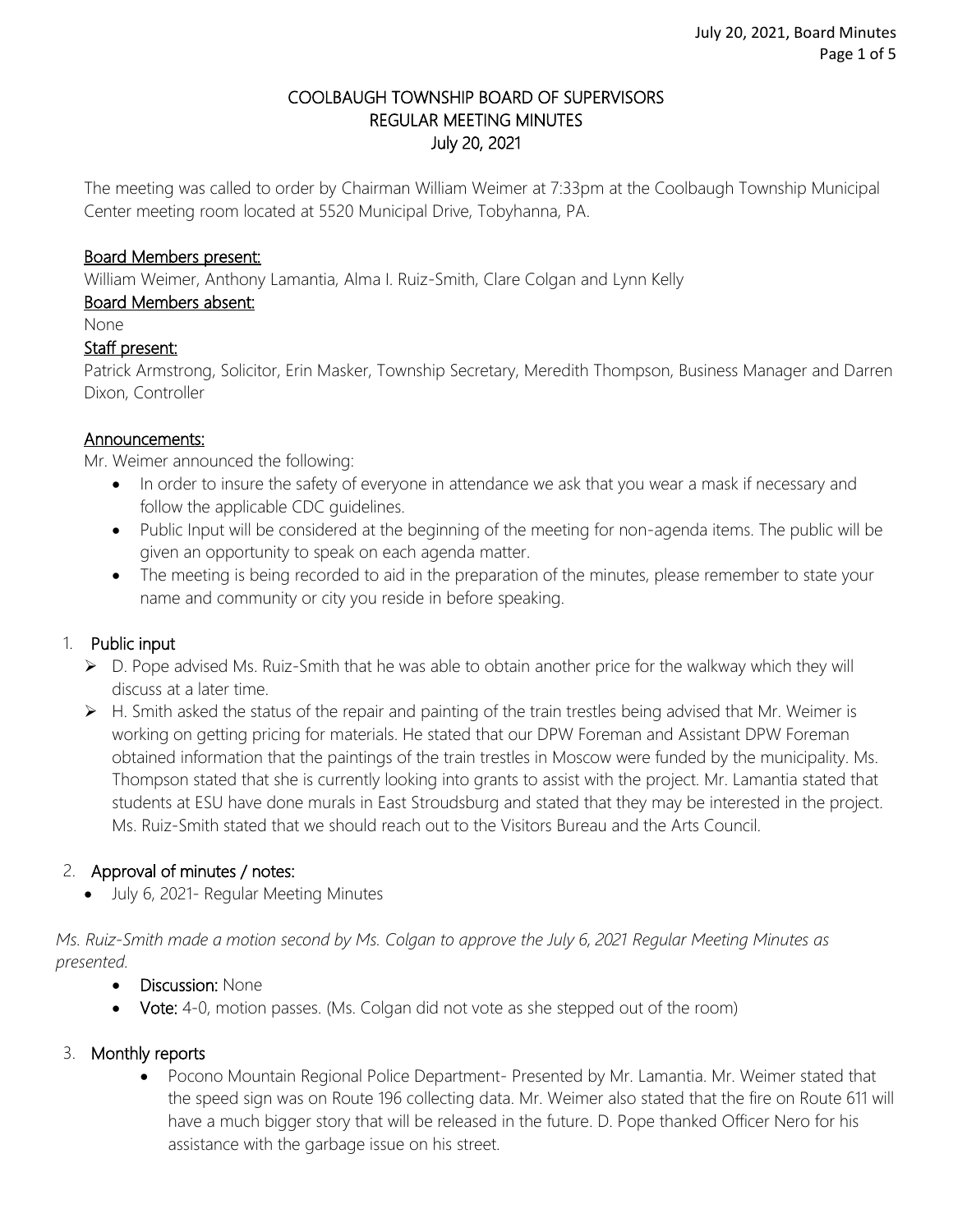# COOLBAUGH TOWNSHIP BOARD OF SUPERVISORS
## REGULAR MEETING MINUTES
## July 20, 2021

The meeting was called to order by Chairman William Weimer at 7:33pm at the Coolbaugh Township Municipal Center meeting room located at 5520 Municipal Drive, Tobyhanna, PA.

**Board Members present:**
William Weimer, Anthony Lamantia, Alma I. Ruiz-Smith, Clare Colgan and Lynn Kelly

**Board Members absent:**
None

**Staff present:**
Patrick Armstrong, Solicitor, Erin Masker, Township Secretary, Meredith Thompson, Business Manager and Darren Dixon, Controller

**Announcements:**
Mr. Weimer announced the following:

- In order to insure the safety of everyone in attendance we ask that you wear a mask if necessary and follow the applicable CDC guidelines.
- Public Input will be considered at the beginning of the meeting for non-agenda items. The public will be given an opportunity to speak on each agenda matter.
- The meeting is being recorded to aid in the preparation of the minutes, please remember to state your name and community or city you reside in before speaking.

1. **Public input**
   - D. Pope advised Ms. Ruiz-Smith that he was able to obtain another price for the walkway which they will discuss at a later time.
   - H. Smith asked the status of the repair and painting of the train trestles being advised that Mr. Weimer is working on getting pricing for materials. He stated that our DPW Foreman and Assistant DPW Foreman obtained information that the paintings of the train trestles in Moscow were funded by the municipality. Ms. Thompson stated that she is currently looking into grants to assist with the project. Mr. Lamantia stated that students at ESU have done murals in East Stroudsburg and stated that they may be interested in the project. Ms. Ruiz-Smith stated that we should reach out to the Visitors Bureau and the Arts Council.

2. **Approval of minutes / notes:**
   - July 6, 2021- Regular Meeting Minutes

*Ms. Ruiz-Smith made a motion second by Ms. Colgan to approve the July 6, 2021 Regular Meeting Minutes as presented.*

- **Discussion:** None
- **Vote:** 4-0, motion passes. (Ms. Colgan did not vote as she stepped out of the room)

3. **Monthly reports**
   - Pocono Mountain Regional Police Department- Presented by Mr. Lamantia. Mr. Weimer stated that the speed sign was on Route 196 collecting data. Mr. Weimer also stated that the fire on Route 611 will have a much bigger story that will be released in the future. D. Pope thanked Officer Nero for his assistance with the garbage issue on his street.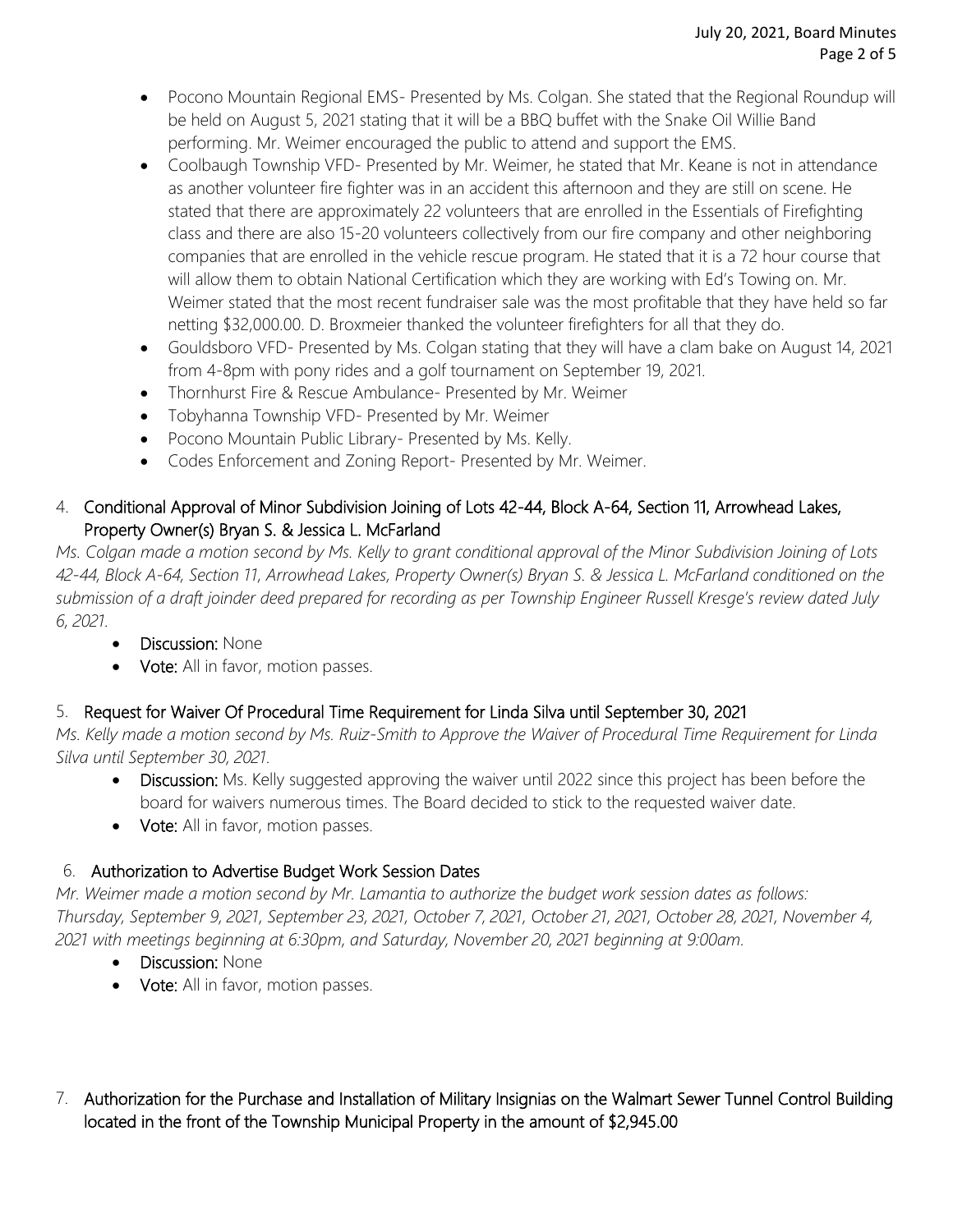- Pocono Mountain Regional EMS- Presented by Ms. Colgan. She stated that the Regional Roundup will be held on August 5, 2021 stating that it will be a BBQ buffet with the Snake Oil Willie Band performing. Mr. Weimer encouraged the public to attend and support the EMS.
- Coolbaugh Township VFD- Presented by Mr. Weimer, he stated that Mr. Keane is not in attendance as another volunteer fire fighter was in an accident this afternoon and they are still on scene. He stated that there are approximately 22 volunteers that are enrolled in the Essentials of Firefighting class and there are also 15-20 volunteers collectively from our fire company and other neighboring companies that are enrolled in the vehicle rescue program. He stated that it is a 72 hour course that will allow them to obtain National Certification which they are working with Ed's Towing on. Mr. Weimer stated that the most recent fundraiser sale was the most profitable that they have held so far netting $32,000.00. D. Broxmeier thanked the volunteer firefighters for all that they do.
- Gouldsboro VFD- Presented by Ms. Colgan stating that they will have a clam bake on August 14, 2021 from 4-8pm with pony rides and a golf tournament on September 19, 2021.
- Thornhurst Fire & Rescue Ambulance- Presented by Mr. Weimer
- Tobyhanna Township VFD- Presented by Mr. Weimer
- Pocono Mountain Public Library- Presented by Ms. Kelly.
- Codes Enforcement and Zoning Report- Presented by Mr. Weimer.

4. **Conditional Approval of Minor Subdivision Joining of Lots 42-44, Block A-64, Section 11, Arrowhead Lakes, Property Owner(s) Bryan S. & Jessica L. McFarland**

*Ms. Colgan made a motion second by Ms. Kelly to grant conditional approval of the Minor Subdivision Joining of Lots 42-44, Block A-64, Section 11, Arrowhead Lakes, Property Owner(s) Bryan S. & Jessica L. McFarland conditioned on the submission of a draft joinder deed prepared for recording as per Township Engineer Russell Kresge's review dated July 6, 2021.*

- **Discussion:** None
- **Vote:** All in favor, motion passes.

5. **Request for Waiver Of Procedural Time Requirement for Linda Silva until September 30, 2021**

*Ms. Kelly made a motion second by Ms. Ruiz-Smith to Approve the Waiver of Procedural Time Requirement for Linda Silva until September 30, 2021.*

- **Discussion:** Ms. Kelly suggested approving the waiver until 2022 since this project has been before the board for waivers numerous times. The Board decided to stick to the requested waiver date.
- **Vote:** All in favor, motion passes.

6. **Authorization to Advertise Budget Work Session Dates**

*Mr. Weimer made a motion second by Mr. Lamantia to authorize the budget work session dates as follows: Thursday, September 9, 2021, September 23, 2021, October 7, 2021, October 21, 2021, October 28, 2021, November 4, 2021 with meetings beginning at 6:30pm, and Saturday, November 20, 2021 beginning at 9:00am.*

- **Discussion:** None
- **Vote:** All in favor, motion passes.

7. **Authorization for the Purchase and Installation of Military Insignias on the Walmart Sewer Tunnel Control Building located in the front of the Township Municipal Property in the amount of $2,945.00**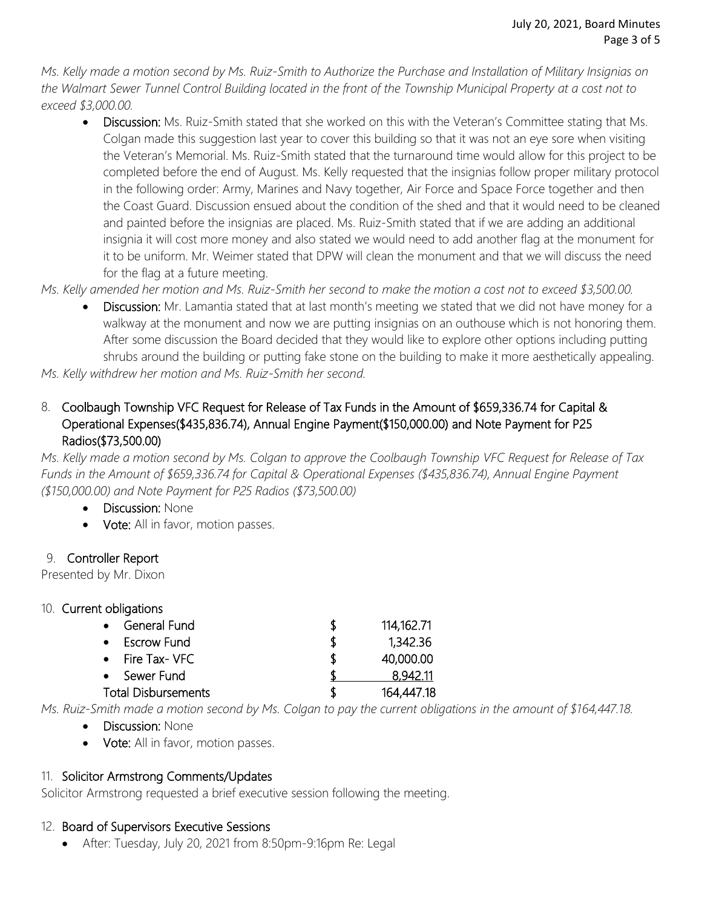*Ms. Kelly made a motion second by Ms. Ruiz-Smith to Authorize the Purchase and Installation of Military Insignias on the Walmart Sewer Tunnel Control Building located in the front of the Township Municipal Property at a cost not to exceed $3,000.00.*

- **Discussion:** Ms. Ruiz-Smith stated that she worked on this with the Veteran's Committee stating that Ms. Colgan made this suggestion last year to cover this building so that it was not an eye sore when visiting the Veteran's Memorial. Ms. Ruiz-Smith stated that the turnaround time would allow for this project to be completed before the end of August. Ms. Kelly requested that the insignias follow proper military protocol in the following order: Army, Marines and Navy together, Air Force and Space Force together and then the Coast Guard. Discussion ensued about the condition of the shed and that it would need to be cleaned and painted before the insignias are placed. Ms. Ruiz-Smith stated that if we are adding an additional insignia it will cost more money and also stated we would need to add another flag at the monument for it to be uniform. Mr. Weimer stated that DPW will clean the monument and that we will discuss the need for the flag at a future meeting.

*Ms. Kelly amended her motion and Ms. Ruiz-Smith her second to make the motion a cost not to exceed $3,500.00.*

- **Discussion:** Mr. Lamantia stated that at last month's meeting we stated that we did not have money for a walkway at the monument and now we are putting insignias on an outhouse which is not honoring them. After some discussion the Board decided that they would like to explore other options including putting shrubs around the building or putting fake stone on the building to make it more aesthetically appealing.

*Ms. Kelly withdrew her motion and Ms. Ruiz-Smith her second.*

8. **Coolbaugh Township VFC Request for Release of Tax Funds in the Amount of $659,336.74 for Capital & Operational Expenses($435,836.74), Annual Engine Payment($150,000.00) and Note Payment for P25 Radios($73,500.00)**

*Ms. Kelly made a motion second by Ms. Colgan to approve the Coolbaugh Township VFC Request for Release of Tax Funds in the Amount of $659,336.74 for Capital & Operational Expenses ($435,836.74), Annual Engine Payment ($150,000.00) and Note Payment for P25 Radios ($73,500.00)*

- **Discussion:** None
- **Vote:** All in favor, motion passes.

9. **Controller Report**

Presented by Mr. Dixon

10. **Current obligations**

| | | |
|---|---|---|
| • General Fund | $ | 114,162.71 |
| • Escrow Fund | $ | 1,342.36 |
| • Fire Tax- VFC | $ | 40,000.00 |
| • Sewer Fund | $ | 8,942.11 |
| Total Disbursements | $ | 164,447.18 |

*Ms. Ruiz-Smith made a motion second by Ms. Colgan to pay the current obligations in the amount of $164,447.18.*

- **Discussion:** None
- **Vote:** All in favor, motion passes.

11. **Solicitor Armstrong Comments/Updates**

Solicitor Armstrong requested a brief executive session following the meeting.

12. **Board of Supervisors Executive Sessions**

- After: Tuesday, July 20, 2021 from 8:50pm-9:16pm Re: Legal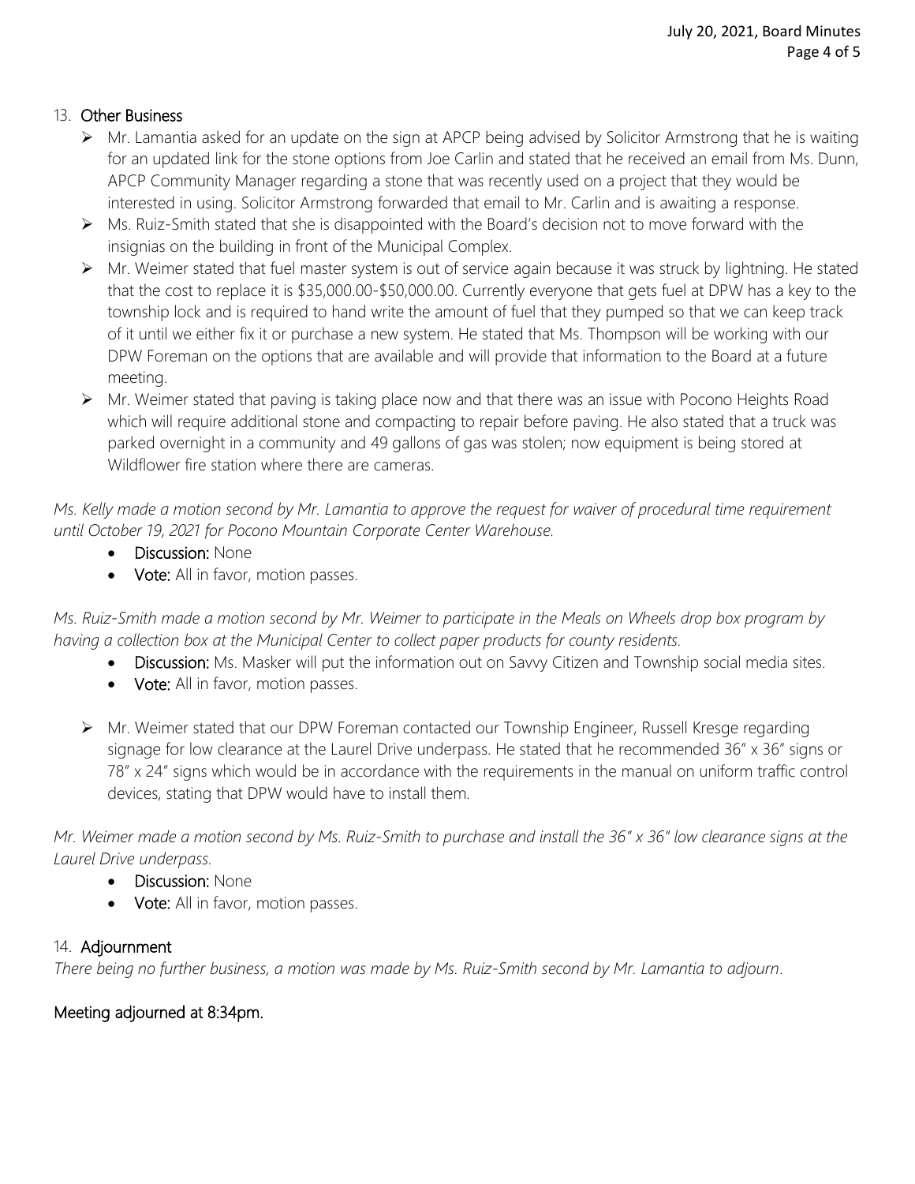13. **Other Business**

- Mr. Lamantia asked for an update on the sign at APCP being advised by Solicitor Armstrong that he is waiting for an updated link for the stone options from Joe Carlin and stated that he received an email from Ms. Dunn, APCP Community Manager regarding a stone that was recently used on a project that they would be interested in using. Solicitor Armstrong forwarded that email to Mr. Carlin and is awaiting a response.
- Ms. Ruiz-Smith stated that she is disappointed with the Board's decision not to move forward with the insignias on the building in front of the Municipal Complex.
- Mr. Weimer stated that fuel master system is out of service again because it was struck by lightning. He stated that the cost to replace it is $35,000.00-$50,000.00. Currently everyone that gets fuel at DPW has a key to the township lock and is required to hand write the amount of fuel that they pumped so that we can keep track of it until we either fix it or purchase a new system. He stated that Ms. Thompson will be working with our DPW Foreman on the options that are available and will provide that information to the Board at a future meeting.
- Mr. Weimer stated that paving is taking place now and that there was an issue with Pocono Heights Road which will require additional stone and compacting to repair before paving. He also stated that a truck was parked overnight in a community and 49 gallons of gas was stolen; now equipment is being stored at Wildflower fire station where there are cameras.

*Ms. Kelly made a motion second by Mr. Lamantia to approve the request for waiver of procedural time requirement until October 19, 2021 for Pocono Mountain Corporate Center Warehouse.*

- **Discussion:** None
- **Vote:** All in favor, motion passes.

*Ms. Ruiz-Smith made a motion second by Mr. Weimer to participate in the Meals on Wheels drop box program by having a collection box at the Municipal Center to collect paper products for county residents.*

- **Discussion:** Ms. Masker will put the information out on Savvy Citizen and Township social media sites.
- **Vote:** All in favor, motion passes.

- Mr. Weimer stated that our DPW Foreman contacted our Township Engineer, Russell Kresge regarding signage for low clearance at the Laurel Drive underpass. He stated that he recommended 36" x 36" signs or 78" x 24" signs which would be in accordance with the requirements in the manual on uniform traffic control devices, stating that DPW would have to install them.

*Mr. Weimer made a motion second by Ms. Ruiz-Smith to purchase and install the 36" x 36" low clearance signs at the Laurel Drive underpass.*

- **Discussion:** None
- **Vote:** All in favor, motion passes.

14. **Adjournment**

*There being no further business, a motion was made by Ms. Ruiz-Smith second by Mr. Lamantia to adjourn.*

**Meeting adjourned at 8:34pm.**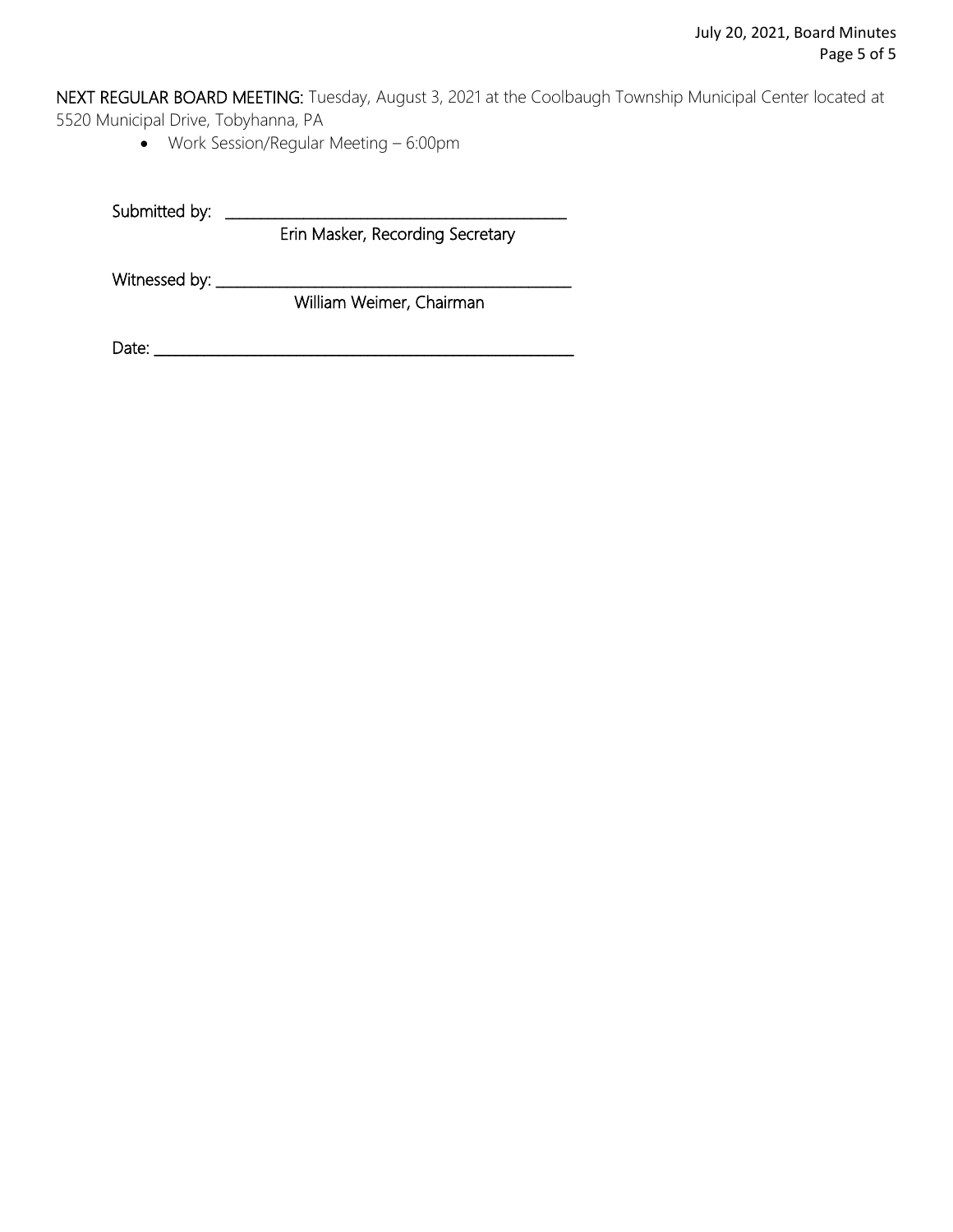**NEXT REGULAR BOARD MEETING:** Tuesday, August 3, 2021 at the Coolbaugh Township Municipal Center located at 5520 Municipal Drive, Tobyhanna, PA

- Work Session/Regular Meeting – 6:00pm

Submitted by: ___________________________________________
Erin Masker, Recording Secretary

Witnessed by: ___________________________________________
William Weimer, Chairman

Date: ___________________________________________